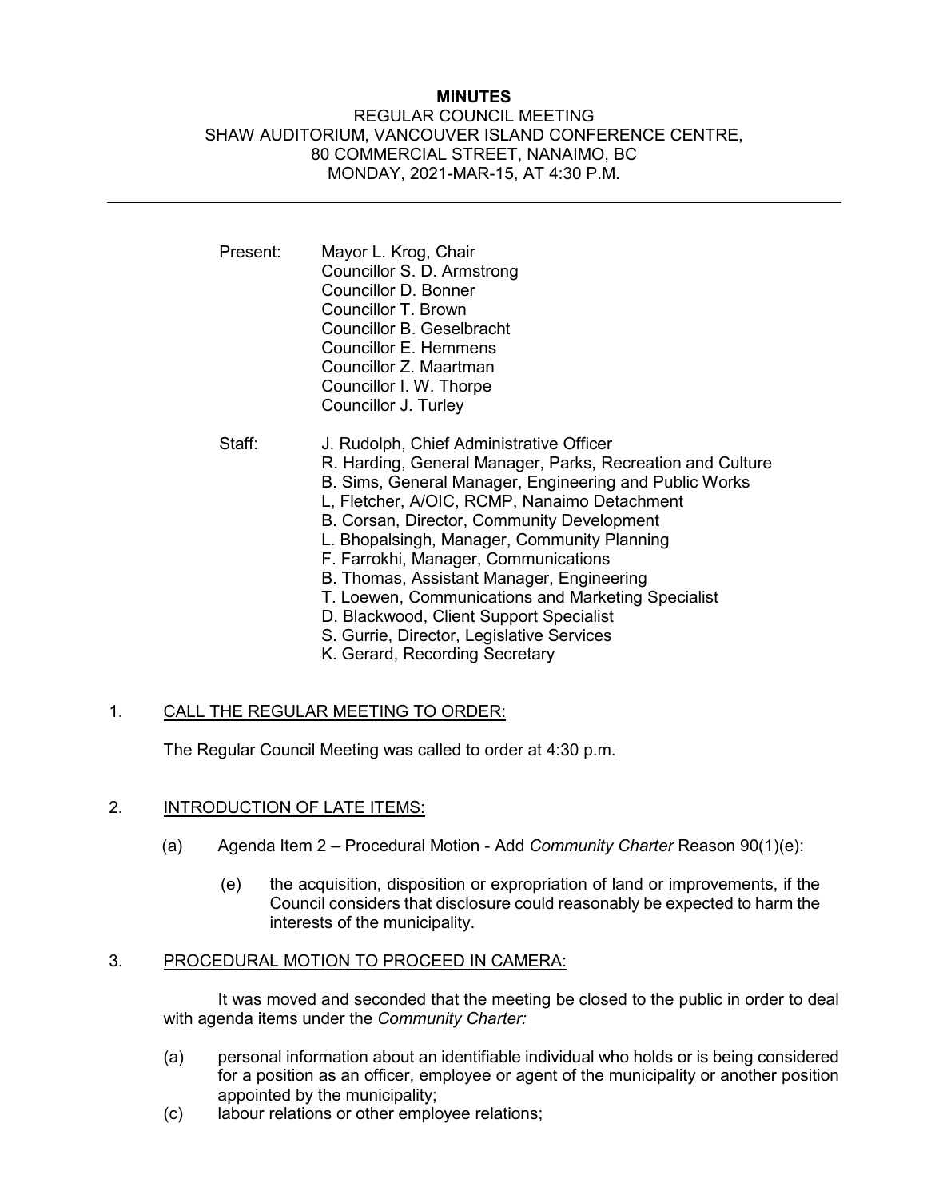# MINUTES

REGULAR COUNCIL MEETING
SHAW AUDITORIUM, VANCOUVER ISLAND CONFERENCE CENTRE,
80 COMMERCIAL STREET, NANAIMO, BC
MONDAY, 2021-MAR-15, AT 4:30 P.M.

---

Present: Mayor L. Krog, Chair
Councillor S. D. Armstrong
Councillor D. Bonner
Councillor T. Brown
Councillor B. Geselbracht
Councillor E. Hemmens
Councillor Z. Maartman
Councillor I. W. Thorpe
Councillor J. Turley

Staff: J. Rudolph, Chief Administrative Officer
R. Harding, General Manager, Parks, Recreation and Culture
B. Sims, General Manager, Engineering and Public Works
L, Fletcher, A/OIC, RCMP, Nanaimo Detachment
B. Corsan, Director, Community Development
L. Bhopalsingh, Manager, Community Planning
F. Farrokhi, Manager, Communications
B. Thomas, Assistant Manager, Engineering
T. Loewen, Communications and Marketing Specialist
D. Blackwood, Client Support Specialist
S. Gurrie, Director, Legislative Services
K. Gerard, Recording Secretary

1. CALL THE REGULAR MEETING TO ORDER:

The Regular Council Meeting was called to order at 4:30 p.m.

2. INTRODUCTION OF LATE ITEMS:

(a) Agenda Item 2 – Procedural Motion - Add *Community Charter* Reason 90(1)(e):

(e) the acquisition, disposition or expropriation of land or improvements, if the Council considers that disclosure could reasonably be expected to harm the interests of the municipality.

3. PROCEDURAL MOTION TO PROCEED IN CAMERA:

It was moved and seconded that the meeting be closed to the public in order to deal with agenda items under the *Community Charter:*

(a) personal information about an identifiable individual who holds or is being considered for a position as an officer, employee or agent of the municipality or another position appointed by the municipality;
(c) labour relations or other employee relations;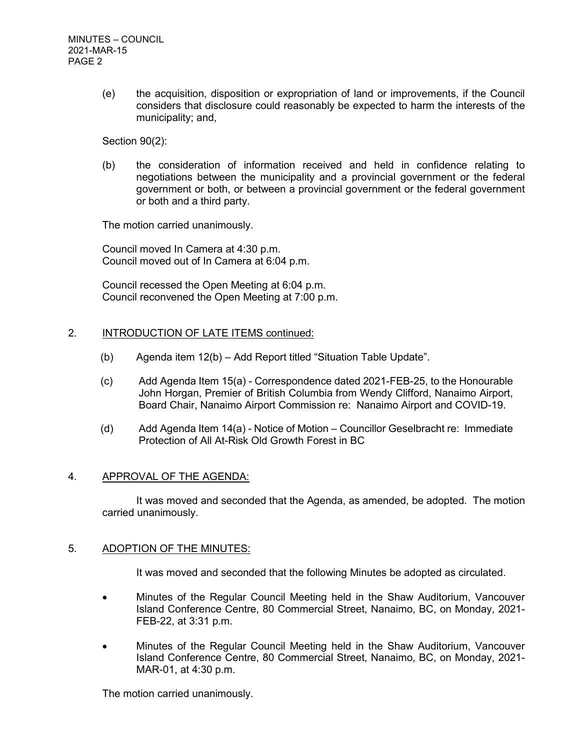(e) the acquisition, disposition or expropriation of land or improvements, if the Council considers that disclosure could reasonably be expected to harm the interests of the municipality; and,

Section 90(2):

(b) the consideration of information received and held in confidence relating to negotiations between the municipality and a provincial government or the federal government or both, or between a provincial government or the federal government or both and a third party.

The motion carried unanimously.

Council moved In Camera at 4:30 p.m.
Council moved out of In Camera at 6:04 p.m.

Council recessed the Open Meeting at 6:04 p.m.
Council reconvened the Open Meeting at 7:00 p.m.

## 2. INTRODUCTION OF LATE ITEMS continued:

(b) Agenda item 12(b) – Add Report titled "Situation Table Update".

(c) Add Agenda Item 15(a) - Correspondence dated 2021-FEB-25, to the Honourable John Horgan, Premier of British Columbia from Wendy Clifford, Nanaimo Airport, Board Chair, Nanaimo Airport Commission re: Nanaimo Airport and COVID-19.

(d) Add Agenda Item 14(a) - Notice of Motion – Councillor Geselbracht re: Immediate Protection of All At-Risk Old Growth Forest in BC

## 4. APPROVAL OF THE AGENDA:

It was moved and seconded that the Agenda, as amended, be adopted. The motion carried unanimously.

## 5. ADOPTION OF THE MINUTES:

It was moved and seconded that the following Minutes be adopted as circulated.

- Minutes of the Regular Council Meeting held in the Shaw Auditorium, Vancouver Island Conference Centre, 80 Commercial Street, Nanaimo, BC, on Monday, 2021-FEB-22, at 3:31 p.m.
- Minutes of the Regular Council Meeting held in the Shaw Auditorium, Vancouver Island Conference Centre, 80 Commercial Street, Nanaimo, BC, on Monday, 2021-MAR-01, at 4:30 p.m.

The motion carried unanimously.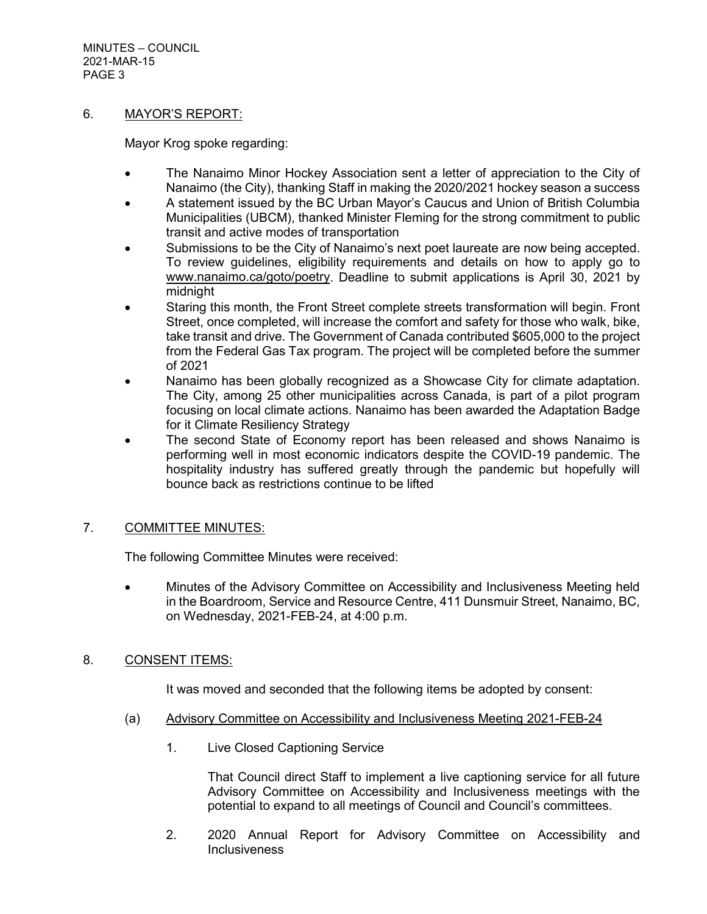## 6. MAYOR'S REPORT:

Mayor Krog spoke regarding:

- The Nanaimo Minor Hockey Association sent a letter of appreciation to the City of Nanaimo (the City), thanking Staff in making the 2020/2021 hockey season a success
- A statement issued by the BC Urban Mayor's Caucus and Union of British Columbia Municipalities (UBCM), thanked Minister Fleming for the strong commitment to public transit and active modes of transportation
- Submissions to be the City of Nanaimo's next poet laureate are now being accepted. To review guidelines, eligibility requirements and details on how to apply go to www.nanaimo.ca/goto/poetry. Deadline to submit applications is April 30, 2021 by midnight
- Staring this month, the Front Street complete streets transformation will begin. Front Street, once completed, will increase the comfort and safety for those who walk, bike, take transit and drive. The Government of Canada contributed $605,000 to the project from the Federal Gas Tax program. The project will be completed before the summer of 2021
- Nanaimo has been globally recognized as a Showcase City for climate adaptation. The City, among 25 other municipalities across Canada, is part of a pilot program focusing on local climate actions. Nanaimo has been awarded the Adaptation Badge for it Climate Resiliency Strategy
- The second State of Economy report has been released and shows Nanaimo is performing well in most economic indicators despite the COVID-19 pandemic. The hospitality industry has suffered greatly through the pandemic but hopefully will bounce back as restrictions continue to be lifted

## 7. COMMITTEE MINUTES:

The following Committee Minutes were received:

- Minutes of the Advisory Committee on Accessibility and Inclusiveness Meeting held in the Boardroom, Service and Resource Centre, 411 Dunsmuir Street, Nanaimo, BC, on Wednesday, 2021-FEB-24, at 4:00 p.m.

## 8. CONSENT ITEMS:

It was moved and seconded that the following items be adopted by consent:

(a) Advisory Committee on Accessibility and Inclusiveness Meeting 2021-FEB-24

1. Live Closed Captioning Service

   That Council direct Staff to implement a live captioning service for all future Advisory Committee on Accessibility and Inclusiveness meetings with the potential to expand to all meetings of Council and Council's committees.

2. 2020 Annual Report for Advisory Committee on Accessibility and Inclusiveness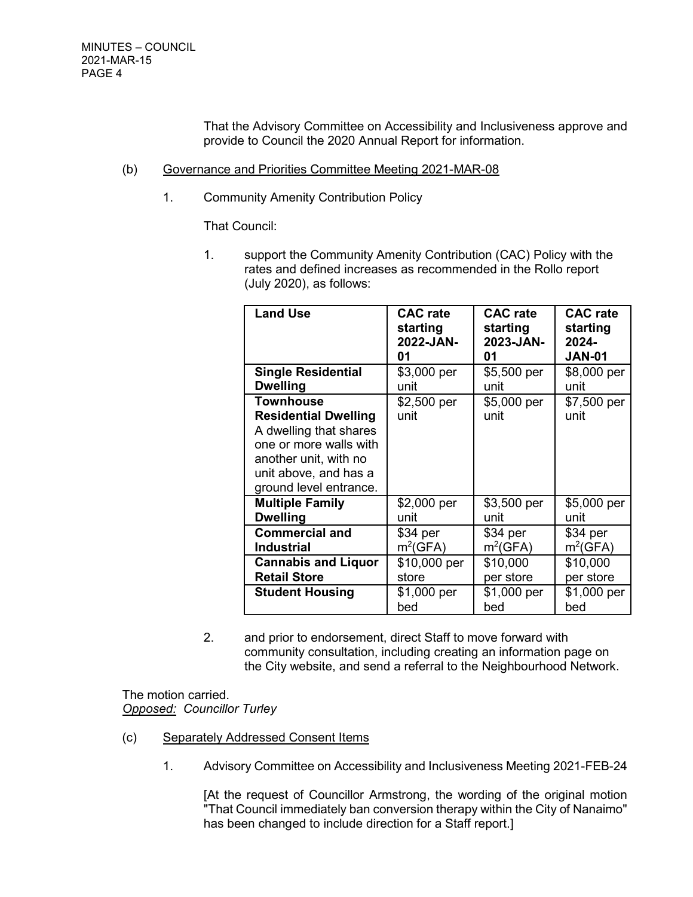That the Advisory Committee on Accessibility and Inclusiveness approve and provide to Council the 2020 Annual Report for information.

(b) Governance and Priorities Committee Meeting 2021-MAR-08

1. Community Amenity Contribution Policy

That Council:

1. support the Community Amenity Contribution (CAC) Policy with the rates and defined increases as recommended in the Rollo report (July 2020), as follows:

| Land Use | CAC rate starting 2022-JAN-01 | CAC rate starting 2023-JAN-01 | CAC rate starting 2024-JAN-01 |
| --- | --- | --- | --- |
| **Single Residential Dwelling** | $3,000 per unit | $5,500 per unit | $8,000 per unit |
| **Townhouse Residential Dwelling** A dwelling that shares one or more walls with another unit, with no unit above, and has a ground level entrance. | $2,500 per unit | $5,000 per unit | $7,500 per unit |
| **Multiple Family Dwelling** | $2,000 per unit | $3,500 per unit | $5,000 per unit |
| **Commercial and Industrial** | $34 per $m^2$(GFA) | $34 per $m^2$(GFA) | $34 per $m^2$(GFA) |
| **Cannabis and Liquor Retail Store** | $10,000 per store | $10,000 per store | $10,000 per store |
| **Student Housing** | $1,000 per bed | $1,000 per bed | $1,000 per bed |

2. and prior to endorsement, direct Staff to move forward with community consultation, including creating an information page on the City website, and send a referral to the Neighbourhood Network.

The motion carried.
*Opposed: Councillor Turley*

(c) Separately Addressed Consent Items

1. Advisory Committee on Accessibility and Inclusiveness Meeting 2021-FEB-24

[At the request of Councillor Armstrong, the wording of the original motion "That Council immediately ban conversion therapy within the City of Nanaimo" has been changed to include direction for a Staff report.]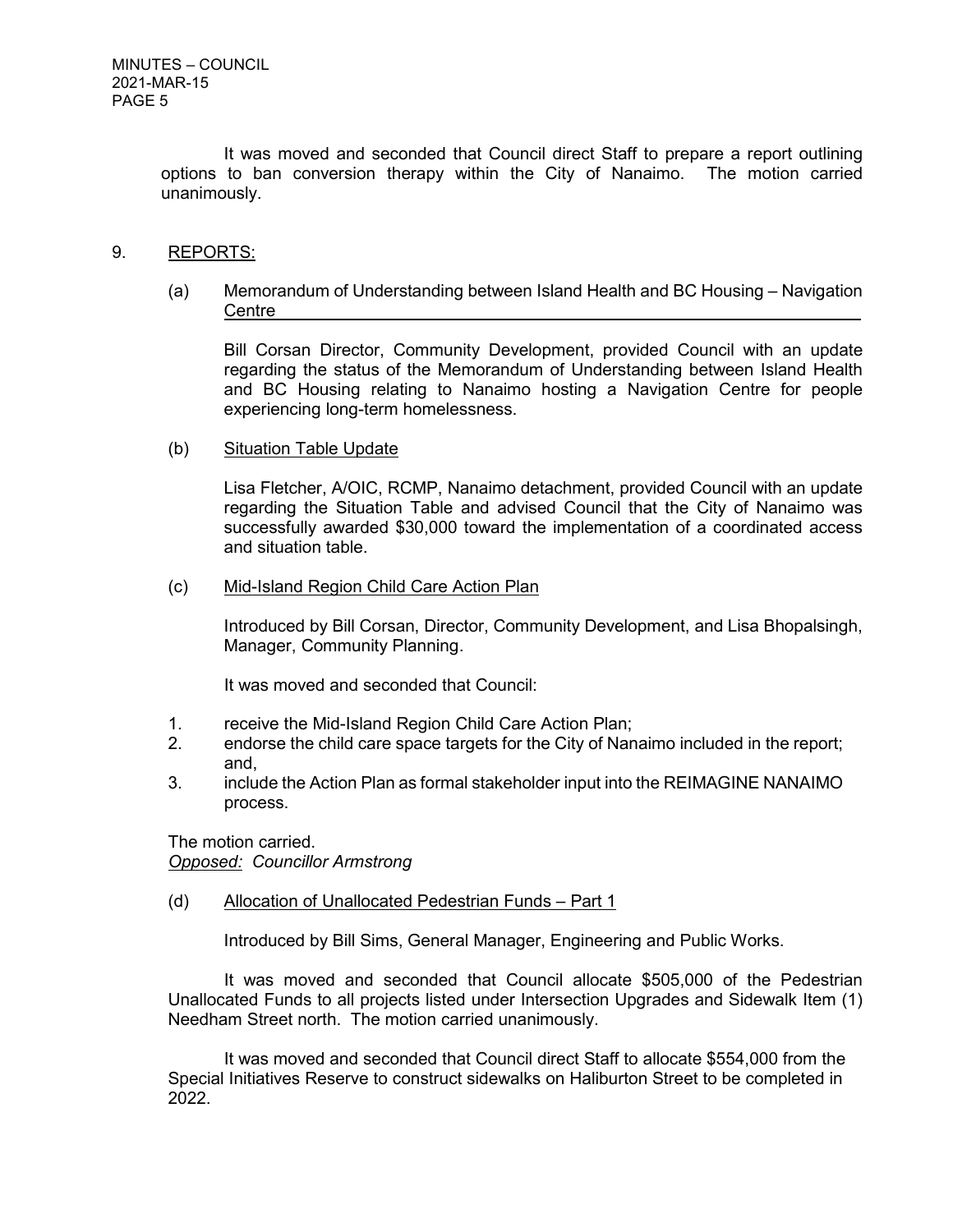It was moved and seconded that Council direct Staff to prepare a report outlining options to ban conversion therapy within the City of Nanaimo. The motion carried unanimously.

## 9. REPORTS:

### (a) Memorandum of Understanding between Island Health and BC Housing – Navigation Centre

Bill Corsan Director, Community Development, provided Council with an update regarding the status of the Memorandum of Understanding between Island Health and BC Housing relating to Nanaimo hosting a Navigation Centre for people experiencing long-term homelessness.

### (b) Situation Table Update

Lisa Fletcher, A/OIC, RCMP, Nanaimo detachment, provided Council with an update regarding the Situation Table and advised Council that the City of Nanaimo was successfully awarded $30,000 toward the implementation of a coordinated access and situation table.

### (c) Mid-Island Region Child Care Action Plan

Introduced by Bill Corsan, Director, Community Development, and Lisa Bhopalsingh, Manager, Community Planning.

It was moved and seconded that Council:

1. receive the Mid-Island Region Child Care Action Plan;
2. endorse the child care space targets for the City of Nanaimo included in the report; and,
3. include the Action Plan as formal stakeholder input into the REIMAGINE NANAIMO process.

The motion carried.
*Opposed: Councillor Armstrong*

### (d) Allocation of Unallocated Pedestrian Funds – Part 1

Introduced by Bill Sims, General Manager, Engineering and Public Works.

It was moved and seconded that Council allocate $505,000 of the Pedestrian Unallocated Funds to all projects listed under Intersection Upgrades and Sidewalk Item (1) Needham Street north. The motion carried unanimously.

It was moved and seconded that Council direct Staff to allocate $554,000 from the Special Initiatives Reserve to construct sidewalks on Haliburton Street to be completed in 2022.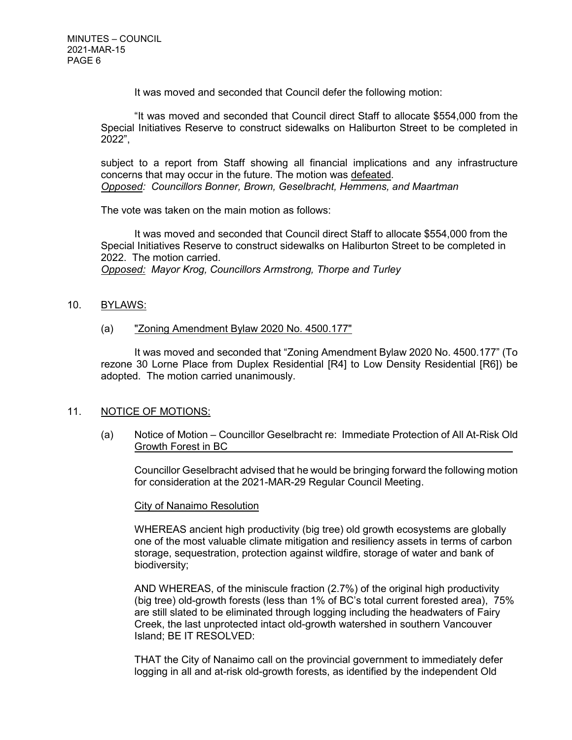It was moved and seconded that Council defer the following motion:

"It was moved and seconded that Council direct Staff to allocate $554,000 from the Special Initiatives Reserve to construct sidewalks on Haliburton Street to be completed in 2022",

subject to a report from Staff showing all financial implications and any infrastructure concerns that may occur in the future. The motion was defeated.
*Opposed: Councillors Bonner, Brown, Geselbracht, Hemmens, and Maartman*

The vote was taken on the main motion as follows:

It was moved and seconded that Council direct Staff to allocate $554,000 from the Special Initiatives Reserve to construct sidewalks on Haliburton Street to be completed in 2022. The motion carried.
*Opposed: Mayor Krog, Councillors Armstrong, Thorpe and Turley*

## 10. BYLAWS:

### (a) "Zoning Amendment Bylaw 2020 No. 4500.177"

It was moved and seconded that "Zoning Amendment Bylaw 2020 No. 4500.177" (To rezone 30 Lorne Place from Duplex Residential [R4] to Low Density Residential [R6]) be adopted. The motion carried unanimously.

## 11. NOTICE OF MOTIONS:

### (a) Notice of Motion – Councillor Geselbracht re: Immediate Protection of All At-Risk Old Growth Forest in BC

Councillor Geselbracht advised that he would be bringing forward the following motion for consideration at the 2021-MAR-29 Regular Council Meeting.

City of Nanaimo Resolution

WHEREAS ancient high productivity (big tree) old growth ecosystems are globally one of the most valuable climate mitigation and resiliency assets in terms of carbon storage, sequestration, protection against wildfire, storage of water and bank of biodiversity;

AND WHEREAS, of the miniscule fraction (2.7%) of the original high productivity (big tree) old-growth forests (less than 1% of BC's total current forested area), 75% are still slated to be eliminated through logging including the headwaters of Fairy Creek, the last unprotected intact old-growth watershed in southern Vancouver Island; BE IT RESOLVED:

THAT the City of Nanaimo call on the provincial government to immediately defer logging in all and at-risk old-growth forests, as identified by the independent Old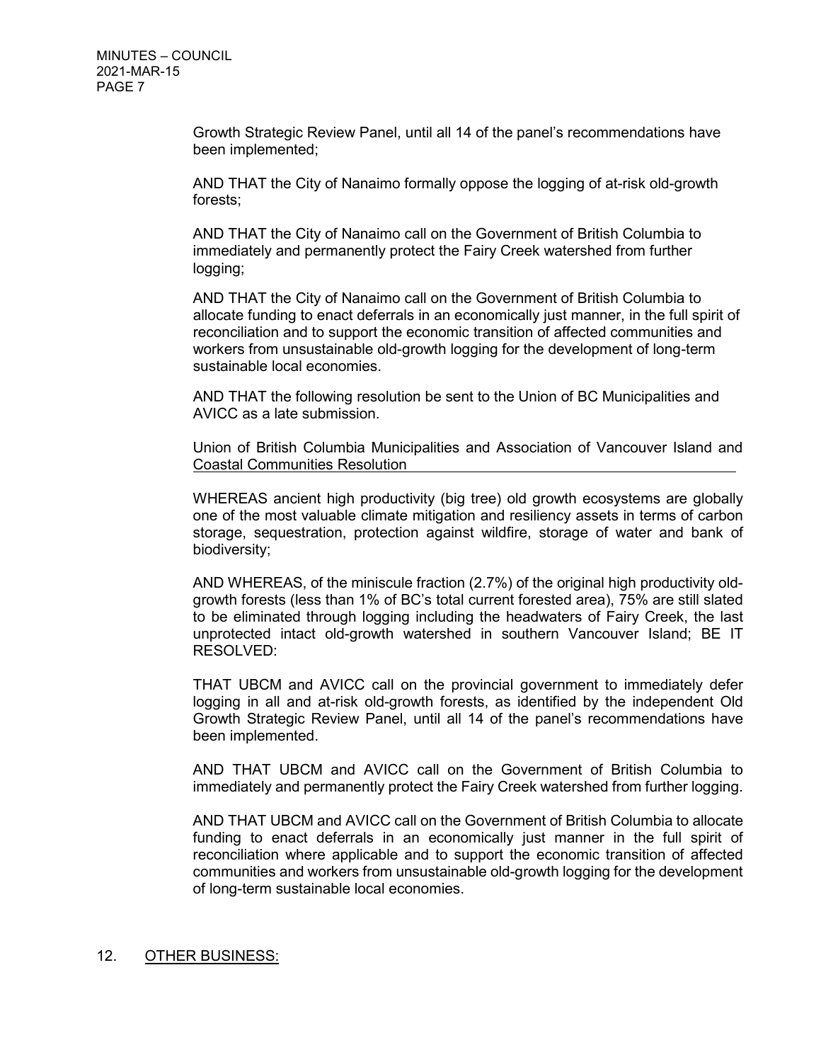Growth Strategic Review Panel, until all 14 of the panel's recommendations have been implemented;

AND THAT the City of Nanaimo formally oppose the logging of at-risk old-growth forests;

AND THAT the City of Nanaimo call on the Government of British Columbia to immediately and permanently protect the Fairy Creek watershed from further logging;

AND THAT the City of Nanaimo call on the Government of British Columbia to allocate funding to enact deferrals in an economically just manner, in the full spirit of reconciliation and to support the economic transition of affected communities and workers from unsustainable old-growth logging for the development of long-term sustainable local economies.

AND THAT the following resolution be sent to the Union of BC Municipalities and AVICC as a late submission.

<u>Union of British Columbia Municipalities and Association of Vancouver Island and Coastal Communities Resolution</u>

WHEREAS ancient high productivity (big tree) old growth ecosystems are globally one of the most valuable climate mitigation and resiliency assets in terms of carbon storage, sequestration, protection against wildfire, storage of water and bank of biodiversity;

AND WHEREAS, of the miniscule fraction (2.7%) of the original high productivity old-growth forests (less than 1% of BC's total current forested area), 75% are still slated to be eliminated through logging including the headwaters of Fairy Creek, the last unprotected intact old-growth watershed in southern Vancouver Island; BE IT RESOLVED:

THAT UBCM and AVICC call on the provincial government to immediately defer logging in all and at-risk old-growth forests, as identified by the independent Old Growth Strategic Review Panel, until all 14 of the panel's recommendations have been implemented.

AND THAT UBCM and AVICC call on the Government of British Columbia to immediately and permanently protect the Fairy Creek watershed from further logging.

AND THAT UBCM and AVICC call on the Government of British Columbia to allocate funding to enact deferrals in an economically just manner in the full spirit of reconciliation where applicable and to support the economic transition of affected communities and workers from unsustainable old-growth logging for the development of long-term sustainable local economies.

## 12. <u>OTHER BUSINESS:</u>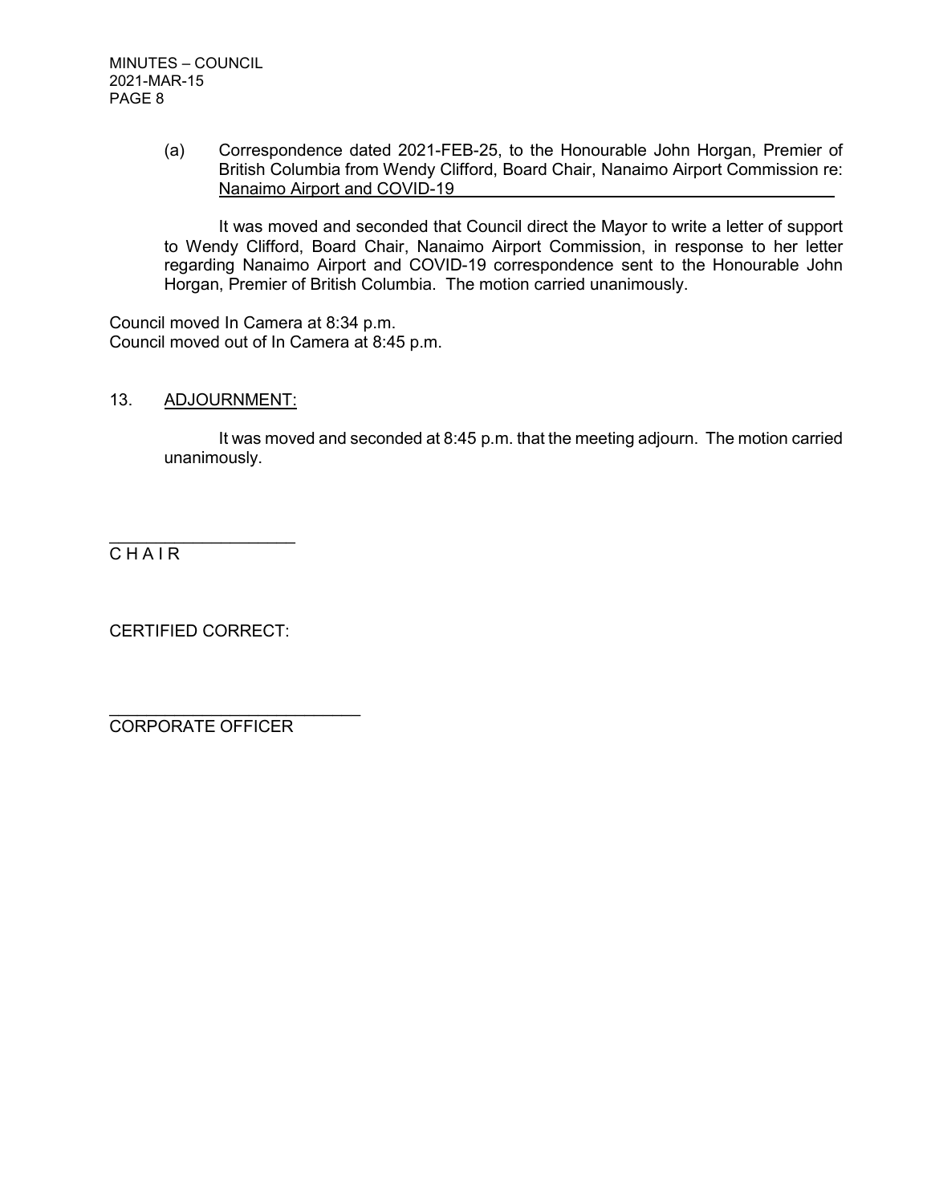(a) Correspondence dated 2021-FEB-25, to the Honourable John Horgan, Premier of British Columbia from Wendy Clifford, Board Chair, Nanaimo Airport Commission re: Nanaimo Airport and COVID-19

It was moved and seconded that Council direct the Mayor to write a letter of support to Wendy Clifford, Board Chair, Nanaimo Airport Commission, in response to her letter regarding Nanaimo Airport and COVID-19 correspondence sent to the Honourable John Horgan, Premier of British Columbia. The motion carried unanimously.

Council moved In Camera at 8:34 p.m.
Council moved out of In Camera at 8:45 p.m.

## 13. ADJOURNMENT:

It was moved and seconded at 8:45 p.m. that the meeting adjourn. The motion carried unanimously.

\_\_\_\_\_\_\_\_\_\_\_\_\_\_\_\_\_\_\_\_
C H A I R

CERTIFIED CORRECT:

\_\_\_\_\_\_\_\_\_\_\_\_\_\_\_\_\_\_\_\_\_\_\_\_\_\_
CORPORATE OFFICER